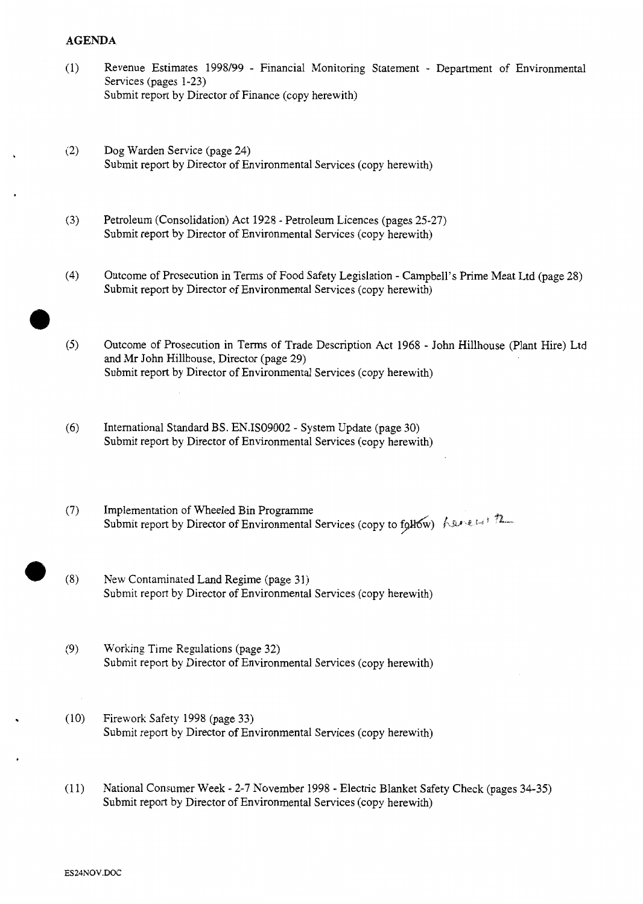**AGENDA**

(1) Revenue Estimates 1998/99 - Financial Monitoring Statement - Department of Environmental Services (pages 1-23)
Submit report by Director of Finance (copy herewith)

(2) Dog Warden Service (page 24)
Submit report by Director of Environmental Services (copy herewith)

(3) Petroleum (Consolidation) Act 1928 - Petroleum Licences (pages 25-27)
Submit report by Director of Environmental Services (copy herewith)

(4) Outcome of Prosecution in Terms of Food Safety Legislation - Campbell's Prime Meat Ltd (page 28)
Submit report by Director of Environmental Services (copy herewith)

(5) Outcome of Prosecution in Terms of Trade Description Act 1968 - John Hillhouse (Plant Hire) Ltd and Mr John Hillhouse, Director (page 29)
Submit report by Director of Environmental Services (copy herewith)

(6) International Standard BS. EN.ISO9002 - System Update (page 30)
Submit report by Director of Environmental Services (copy herewith)

(7) Implementation of Wheeled Bin Programme
Submit report by Director of Environmental Services (copy to follow) herewith

(8) New Contaminated Land Regime (page 31)
Submit report by Director of Environmental Services (copy herewith)

(9) Working Time Regulations (page 32)
Submit report by Director of Environmental Services (copy herewith)

(10) Firework Safety 1998 (page 33)
Submit report by Director of Environmental Services (copy herewith)

(11) National Consumer Week - 2-7 November 1998 - Electric Blanket Safety Check (pages 34-35)
Submit report by Director of Environmental Services (copy herewith)

ES24NOV.DOC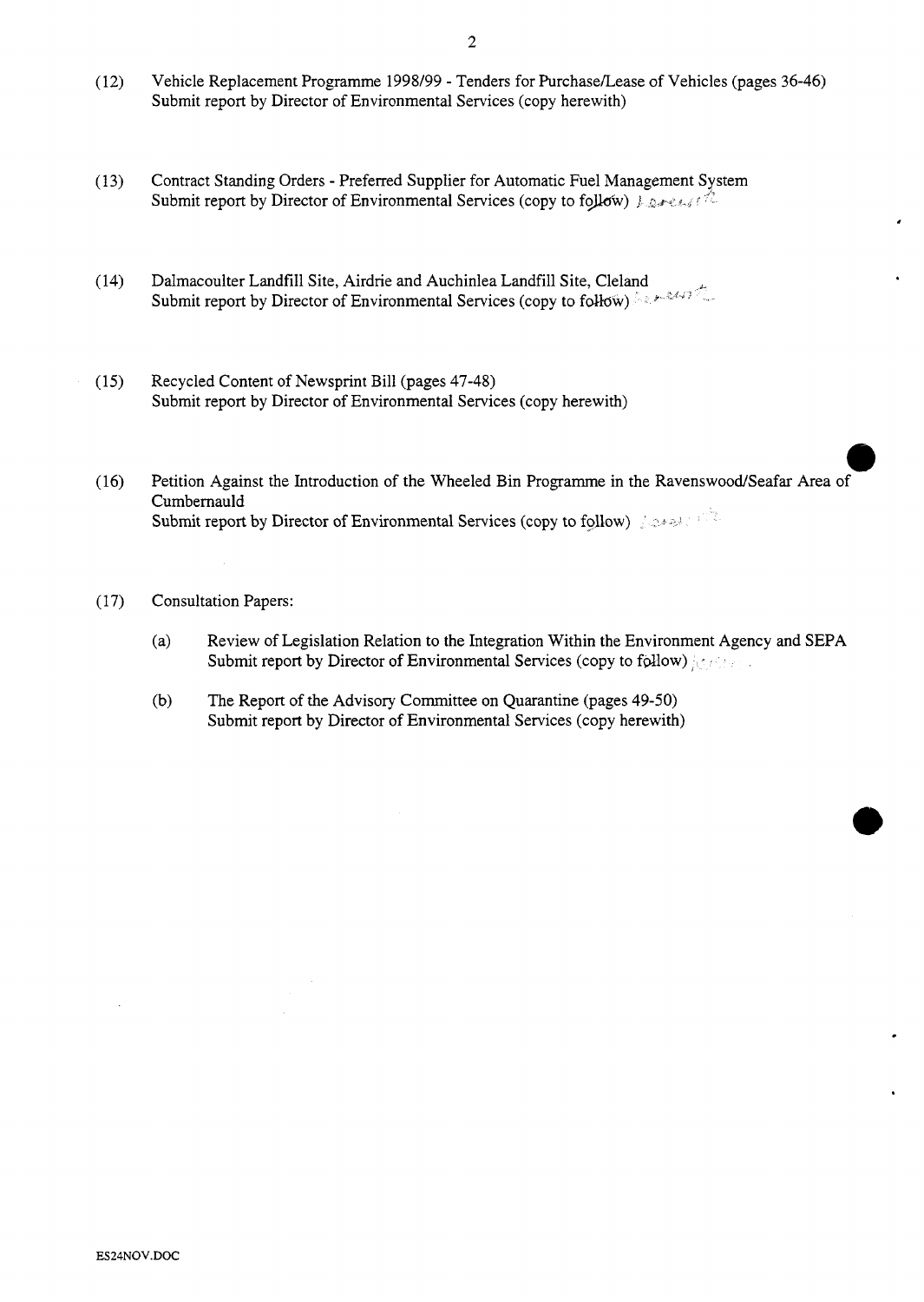(12) Vehicle Replacement Programme 1998/99 - Tenders for Purchase/Lease of Vehicles (pages 36-46)
Submit report by Director of Environmental Services (copy herewith)

(13) Contract Standing Orders - Preferred Supplier for Automatic Fuel Management System
Submit report by Director of Environmental Services (copy to follow) herewith

(14) Dalmacoulter Landfill Site, Airdrie and Auchinlea Landfill Site, Cleland
Submit report by Director of Environmental Services (copy to follow) herewith

(15) Recycled Content of Newsprint Bill (pages 47-48)
Submit report by Director of Environmental Services (copy herewith)

(16) Petition Against the Introduction of the Wheeled Bin Programme in the Ravenswood/Seafar Area of Cumbernauld
Submit report by Director of Environmental Services (copy to follow) herewith

(17) Consultation Papers:

(a) Review of Legislation Relation to the Integration Within the Environment Agency and SEPA
Submit report by Director of Environmental Services (copy to follow)

(b) The Report of the Advisory Committee on Quarantine (pages 49-50)
Submit report by Director of Environmental Services (copy herewith)

ES24NOV.DOC